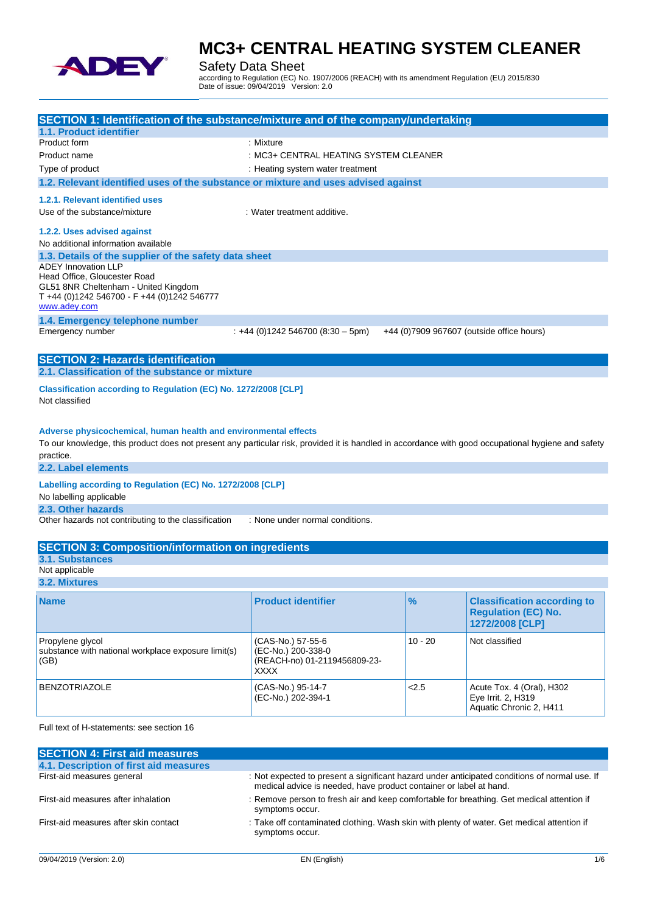# MC3+ CENTRAL HEATING SYSTEM CLEANER

Safety Data Sheet

according to Regulation (EC) No. 1907/2006 (REACH) with its amendment Regulation (EU) 2015/830
Date of issue: 09/04/2019 Version: 2.0

## SECTION 1: Identification of the substance/mixture and of the company/undertaking

### 1.1. Product identifier

Product form : Mixture

Product name : MC3+ CENTRAL HEATING SYSTEM CLEANER

Type of product : Heating system water treatment

### 1.2. Relevant identified uses of the substance or mixture and uses advised against

#### 1.2.1. Relevant identified uses

Use of the substance/mixture : Water treatment additive.

#### 1.2.2. Uses advised against

No additional information available

### 1.3. Details of the supplier of the safety data sheet

ADEY Innovation LLP
Head Office, Gloucester Road
GL51 8NR Cheltenham - United Kingdom
T +44 (0)1242 546700 - F +44 (0)1242 546777
www.adey.com

### 1.4. Emergency telephone number

Emergency number : +44 (0)1242 546700 (8:30 – 5pm) +44 (0)7909 967607 (outside office hours)

## SECTION 2: Hazards identification

### 2.1. Classification of the substance or mixture

**Classification according to Regulation (EC) No. 1272/2008 [CLP]**

Not classified

**Adverse physicochemical, human health and environmental effects**

To our knowledge, this product does not present any particular risk, provided it is handled in accordance with good occupational hygiene and safety practice.

### 2.2. Label elements

**Labelling according to Regulation (EC) No. 1272/2008 [CLP]**

No labelling applicable

### 2.3. Other hazards

Other hazards not contributing to the classification : None under normal conditions.

## SECTION 3: Composition/information on ingredients

### 3.1. Substances

Not applicable

### 3.2. Mixtures

| Name | Product identifier | % | Classification according to Regulation (EC) No. 1272/2008 [CLP] |
|---|---|---|---|
| Propylene glycol<br>substance with national workplace exposure limit(s) (GB) | (CAS-No.) 57-55-6<br>(EC-No.) 200-338-0<br>(REACH-no) 01-2119456809-23-XXXX | 10 - 20 | Not classified |
| BENZOTRIAZOLE | (CAS-No.) 95-14-7<br>(EC-No.) 202-394-1 | <2.5 | Acute Tox. 4 (Oral), H302<br>Eye Irrit. 2, H319<br>Aquatic Chronic 2, H411 |

Full text of H-statements: see section 16

## SECTION 4: First aid measures

### 4.1. Description of first aid measures

First-aid measures general : Not expected to present a significant hazard under anticipated conditions of normal use. If medical advice is needed, have product container or label at hand.

First-aid measures after inhalation : Remove person to fresh air and keep comfortable for breathing. Get medical attention if symptoms occur.

First-aid measures after skin contact : Take off contaminated clothing. Wash skin with plenty of water. Get medical attention if symptoms occur.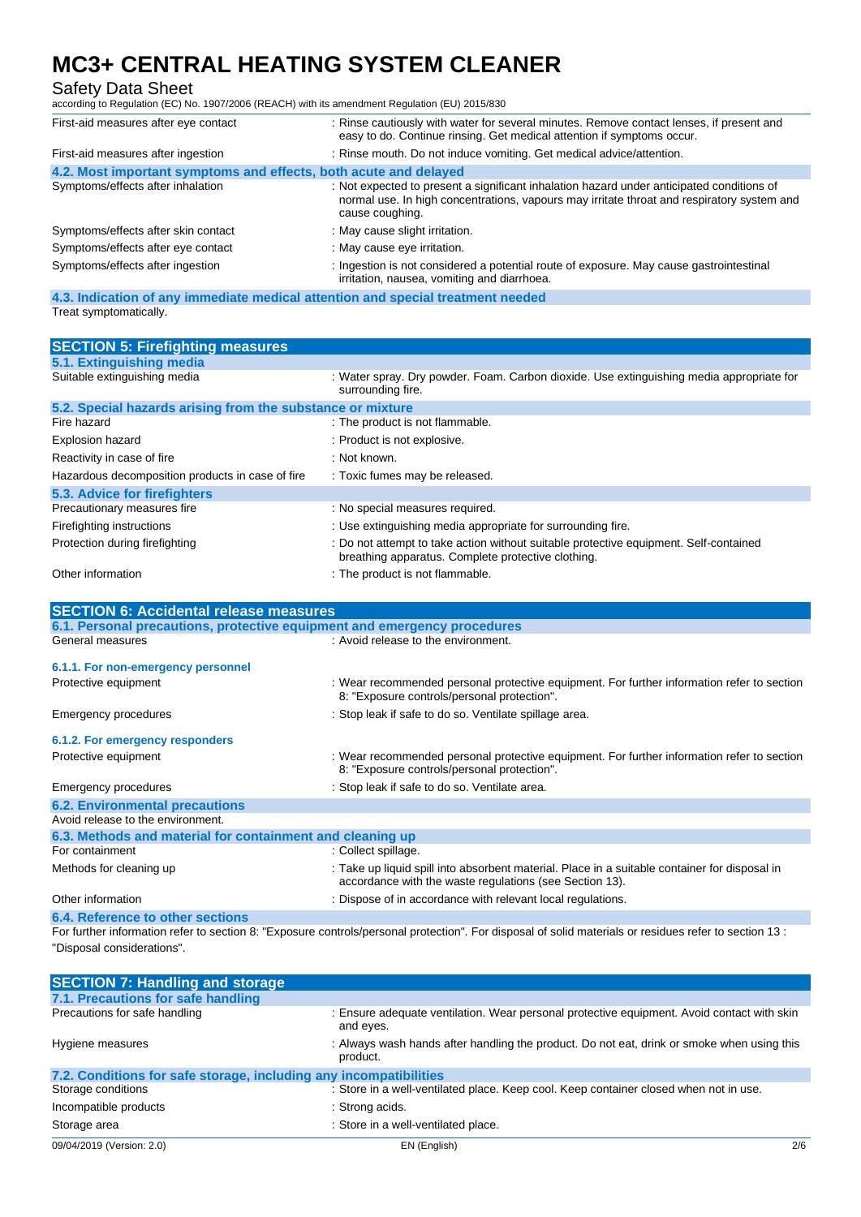| | |
|---|---|
| First-aid measures after eye contact | : Rinse cautiously with water for several minutes. Remove contact lenses, if present and easy to do. Continue rinsing. Get medical attention if symptoms occur. |
| First-aid measures after ingestion | : Rinse mouth. Do not induce vomiting. Get medical advice/attention. |

### 4.2. Most important symptoms and effects, both acute and delayed

| | |
|---|---|
| Symptoms/effects after inhalation | : Not expected to present a significant inhalation hazard under anticipated conditions of normal use. In high concentrations, vapours may irritate throat and respiratory system and cause coughing. |
| Symptoms/effects after skin contact | : May cause slight irritation. |
| Symptoms/effects after eye contact | : May cause eye irritation. |
| Symptoms/effects after ingestion | : Ingestion is not considered a potential route of exposure. May cause gastrointestinal irritation, nausea, vomiting and diarrhoea. |

### 4.3. Indication of any immediate medical attention and special treatment needed

Treat symptomatically.

## SECTION 5: Firefighting measures

### 5.1. Extinguishing media

| | |
|---|---|
| Suitable extinguishing media | : Water spray. Dry powder. Foam. Carbon dioxide. Use extinguishing media appropriate for surrounding fire. |

### 5.2. Special hazards arising from the substance or mixture

| | |
|---|---|
| Fire hazard | : The product is not flammable. |
| Explosion hazard | : Product is not explosive. |
| Reactivity in case of fire | : Not known. |
| Hazardous decomposition products in case of fire | : Toxic fumes may be released. |

### 5.3. Advice for firefighters

| | |
|---|---|
| Precautionary measures fire | : No special measures required. |
| Firefighting instructions | : Use extinguishing media appropriate for surrounding fire. |
| Protection during firefighting | : Do not attempt to take action without suitable protective equipment. Self-contained breathing apparatus. Complete protective clothing. |
| Other information | : The product is not flammable. |

## SECTION 6: Accidental release measures

### 6.1. Personal precautions, protective equipment and emergency procedures

| | |
|---|---|
| General measures | : Avoid release to the environment. |

#### 6.1.1. For non-emergency personnel

| | |
|---|---|
| Protective equipment | : Wear recommended personal protective equipment. For further information refer to section 8: "Exposure controls/personal protection". |
| Emergency procedures | : Stop leak if safe to do so. Ventilate spillage area. |

#### 6.1.2. For emergency responders

| | |
|---|---|
| Protective equipment | : Wear recommended personal protective equipment. For further information refer to section 8: "Exposure controls/personal protection". |
| Emergency procedures | : Stop leak if safe to do so. Ventilate area. |

### 6.2. Environmental precautions

Avoid release to the environment.

### 6.3. Methods and material for containment and cleaning up

| | |
|---|---|
| For containment | : Collect spillage. |
| Methods for cleaning up | : Take up liquid spill into absorbent material. Place in a suitable container for disposal in accordance with the waste regulations (see Section 13). |
| Other information | : Dispose of in accordance with relevant local regulations. |

### 6.4. Reference to other sections

For further information refer to section 8: "Exposure controls/personal protection". For disposal of solid materials or residues refer to section 13 : "Disposal considerations".

## SECTION 7: Handling and storage

### 7.1. Precautions for safe handling

| | |
|---|---|
| Precautions for safe handling | : Ensure adequate ventilation. Wear personal protective equipment. Avoid contact with skin and eyes. |
| Hygiene measures | : Always wash hands after handling the product. Do not eat, drink or smoke when using this product. |

### 7.2. Conditions for safe storage, including any incompatibilities

| | |
|---|---|
| Storage conditions | : Store in a well-ventilated place. Keep cool. Keep container closed when not in use. |
| Incompatible products | : Strong acids. |
| Storage area | : Store in a well-ventilated place. |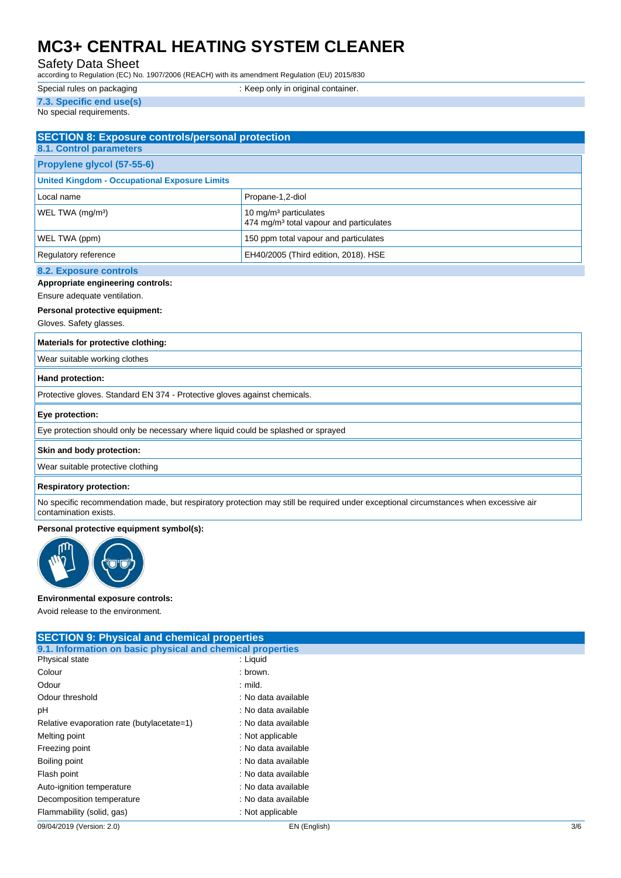Special rules on packaging : Keep only in original container.

### 7.3. Specific end use(s)

No special requirements.

## SECTION 8: Exposure controls/personal protection

### 8.1. Control parameters

| Propylene glycol (57-55-6) | |
|---|---|
| **United Kingdom - Occupational Exposure Limits** | |
| Local name | Propane-1,2-diol |
| WEL TWA (mg/m³) | 10 mg/m³ particulates<br>474 mg/m³ total vapour and particulates |
| WEL TWA (ppm) | 150 ppm total vapour and particulates |
| Regulatory reference | EH40/2005 (Third edition, 2018). HSE |

### 8.2. Exposure controls

**Appropriate engineering controls:**

Ensure adequate ventilation.

**Personal protective equipment:**

Gloves. Safety glasses.

**Materials for protective clothing:**

Wear suitable working clothes

**Hand protection:**

Protective gloves. Standard EN 374 - Protective gloves against chemicals.

**Eye protection:**

Eye protection should only be necessary where liquid could be splashed or sprayed

**Skin and body protection:**

Wear suitable protective clothing

**Respiratory protection:**

No specific recommendation made, but respiratory protection may still be required under exceptional circumstances when excessive air contamination exists.

**Personal protective equipment symbol(s):**

**Environmental exposure controls:**

Avoid release to the environment.

## SECTION 9: Physical and chemical properties

### 9.1. Information on basic physical and chemical properties

| | |
|---|---|
| Physical state | : Liquid |
| Colour | : brown. |
| Odour | : mild. |
| Odour threshold | : No data available |
| pH | : No data available |
| Relative evaporation rate (butylacetate=1) | : No data available |
| Melting point | : Not applicable |
| Freezing point | : No data available |
| Boiling point | : No data available |
| Flash point | : No data available |
| Auto-ignition temperature | : No data available |
| Decomposition temperature | : No data available |
| Flammability (solid, gas) | : Not applicable |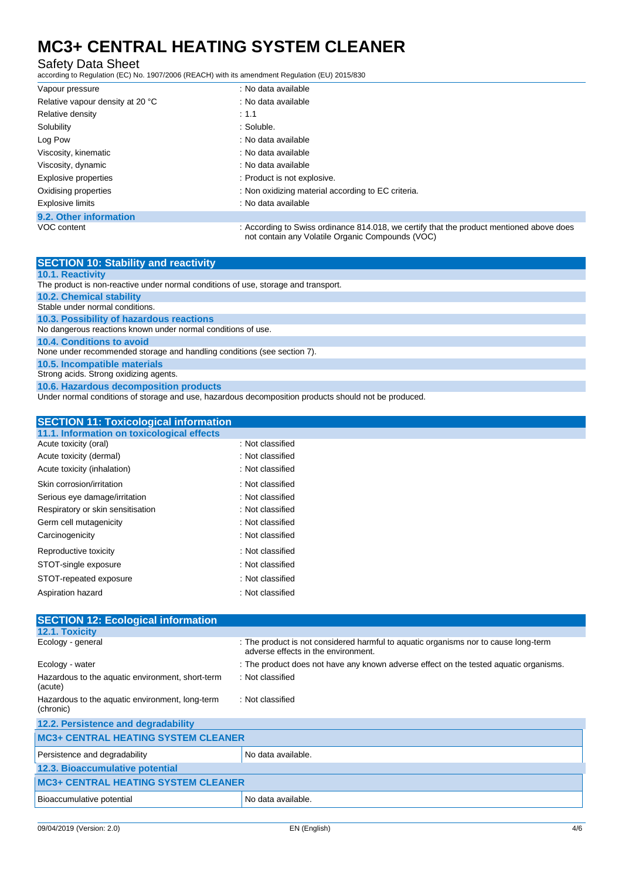| | |
|---|---|
| Vapour pressure | : No data available |
| Relative vapour density at 20 °C | : No data available |
| Relative density | : 1.1 |
| Solubility | : Soluble. |
| Log Pow | : No data available |
| Viscosity, kinematic | : No data available |
| Viscosity, dynamic | : No data available |
| Explosive properties | : Product is not explosive. |
| Oxidising properties | : Non oxidizing material according to EC criteria. |
| Explosive limits | : No data available |

### 9.2. Other information

| | |
|---|---|
| VOC content | : According to Swiss ordinance 814.018, we certify that the product mentioned above does not contain any Volatile Organic Compounds (VOC) |

## SECTION 10: Stability and reactivity

### 10.1. Reactivity

The product is non-reactive under normal conditions of use, storage and transport.

### 10.2. Chemical stability

Stable under normal conditions.

### 10.3. Possibility of hazardous reactions

No dangerous reactions known under normal conditions of use.

### 10.4. Conditions to avoid

None under recommended storage and handling conditions (see section 7).

### 10.5. Incompatible materials

Strong acids. Strong oxidizing agents.

### 10.6. Hazardous decomposition products

Under normal conditions of storage and use, hazardous decomposition products should not be produced.

## SECTION 11: Toxicological information

### 11.1. Information on toxicological effects

| | |
|---|---|
| Acute toxicity (oral) | : Not classified |
| Acute toxicity (dermal) | : Not classified |
| Acute toxicity (inhalation) | : Not classified |
| Skin corrosion/irritation | : Not classified |
| Serious eye damage/irritation | : Not classified |
| Respiratory or skin sensitisation | : Not classified |
| Germ cell mutagenicity | : Not classified |
| Carcinogenicity | : Not classified |
| Reproductive toxicity | : Not classified |
| STOT-single exposure | : Not classified |
| STOT-repeated exposure | : Not classified |
| Aspiration hazard | : Not classified |

## SECTION 12: Ecological information

### 12.1. Toxicity

| | |
|---|---|
| Ecology - general | : The product is not considered harmful to aquatic organisms nor to cause long-term adverse effects in the environment. |
| Ecology - water | : The product does not have any known adverse effect on the tested aquatic organisms. |
| Hazardous to the aquatic environment, short-term (acute) | : Not classified |
| Hazardous to the aquatic environment, long-term (chronic) | : Not classified |

### 12.2. Persistence and degradability

| MC3+ CENTRAL HEATING SYSTEM CLEANER | |
|---|---|
| Persistence and degradability | No data available. |

### 12.3. Bioaccumulative potential

| MC3+ CENTRAL HEATING SYSTEM CLEANER | |
|---|---|
| Bioaccumulative potential | No data available. |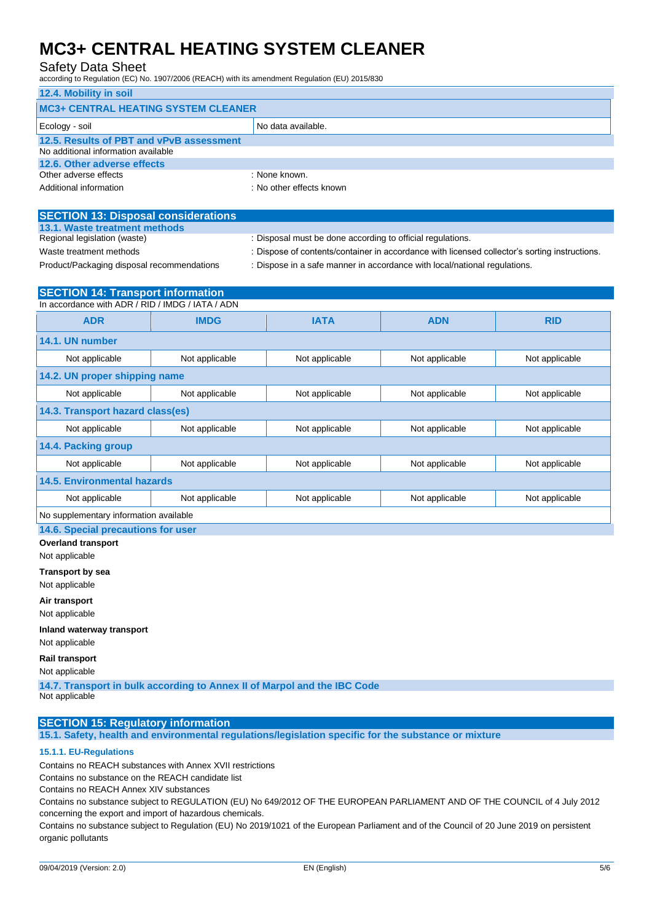### 12.4. Mobility in soil

| MC3+ CENTRAL HEATING SYSTEM CLEANER | |
|---|---|
| Ecology - soil | No data available. |

### 12.5. Results of PBT and vPvB assessment

No additional information available

### 12.6. Other adverse effects

Other adverse effects : None known.

Additional information : No other effects known

## SECTION 13: Disposal considerations

### 13.1. Waste treatment methods

Regional legislation (waste) : Disposal must be done according to official regulations.

Waste treatment methods : Dispose of contents/container in accordance with licensed collector's sorting instructions.

Product/Packaging disposal recommendations : Dispose in a safe manner in accordance with local/national regulations.

## SECTION 14: Transport information

In accordance with ADR / RID / IMDG / IATA / ADN

| ADR | IMDG | IATA | ADN | RID |
|---|---|---|---|---|
| **14.1. UN number** | | | | |
| Not applicable | Not applicable | Not applicable | Not applicable | Not applicable |
| **14.2. UN proper shipping name** | | | | |
| Not applicable | Not applicable | Not applicable | Not applicable | Not applicable |
| **14.3. Transport hazard class(es)** | | | | |
| Not applicable | Not applicable | Not applicable | Not applicable | Not applicable |
| **14.4. Packing group** | | | | |
| Not applicable | Not applicable | Not applicable | Not applicable | Not applicable |
| **14.5. Environmental hazards** | | | | |
| Not applicable | Not applicable | Not applicable | Not applicable | Not applicable |
| No supplementary information available | | | | |

### 14.6. Special precautions for user

**Overland transport**

Not applicable

**Transport by sea**

Not applicable

**Air transport**

Not applicable

**Inland waterway transport**

Not applicable

**Rail transport**

Not applicable

### 14.7. Transport in bulk according to Annex II of Marpol and the IBC Code

Not applicable

## SECTION 15: Regulatory information

### 15.1. Safety, health and environmental regulations/legislation specific for the substance or mixture

#### 15.1.1. EU-Regulations

Contains no REACH substances with Annex XVII restrictions

Contains no substance on the REACH candidate list

Contains no REACH Annex XIV substances

Contains no substance subject to REGULATION (EU) No 649/2012 OF THE EUROPEAN PARLIAMENT AND OF THE COUNCIL of 4 July 2012 concerning the export and import of hazardous chemicals.

Contains no substance subject to Regulation (EU) No 2019/1021 of the European Parliament and of the Council of 20 June 2019 on persistent organic pollutants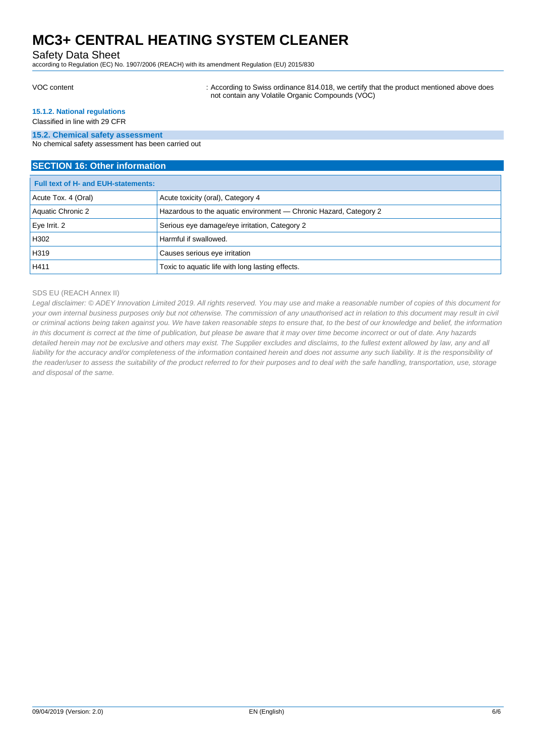VOC content : According to Swiss ordinance 814.018, we certify that the product mentioned above does not contain any Volatile Organic Compounds (VOC)

#### 15.1.2. National regulations

Classified in line with 29 CFR

### 15.2. Chemical safety assessment

No chemical safety assessment has been carried out

## SECTION 16: Other information

| Full text of H- and EUH-statements: | |
|---|---|
| Acute Tox. 4 (Oral) | Acute toxicity (oral), Category 4 |
| Aquatic Chronic 2 | Hazardous to the aquatic environment — Chronic Hazard, Category 2 |
| Eye Irrit. 2 | Serious eye damage/eye irritation, Category 2 |
| H302 | Harmful if swallowed. |
| H319 | Causes serious eye irritation |
| H411 | Toxic to aquatic life with long lasting effects. |

SDS EU (REACH Annex II)

*Legal disclaimer: © ADEY Innovation Limited 2019. All rights reserved. You may use and make a reasonable number of copies of this document for your own internal business purposes only but not otherwise. The commission of any unauthorised act in relation to this document may result in civil or criminal actions being taken against you. We have taken reasonable steps to ensure that, to the best of our knowledge and belief, the information in this document is correct at the time of publication, but please be aware that it may over time become incorrect or out of date. Any hazards detailed herein may not be exclusive and others may exist. The Supplier excludes and disclaims, to the fullest extent allowed by law, any and all liability for the accuracy and/or completeness of the information contained herein and does not assume any such liability. It is the responsibility of the reader/user to assess the suitability of the product referred to for their purposes and to deal with the safe handling, transportation, use, storage and disposal of the same.*